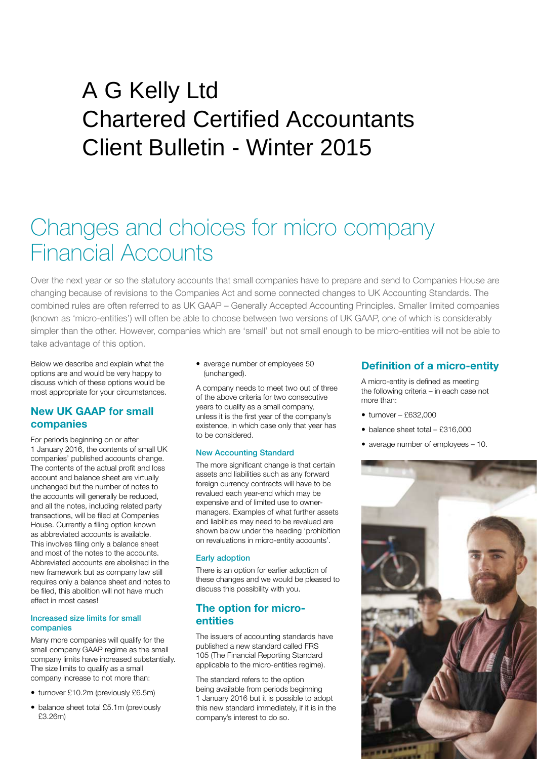# A G Kelly Ltd
# Chartered Certified Accountants
# Client Bulletin - Winter 2015

## Changes and choices for micro company Financial Accounts

Over the next year or so the statutory accounts that small companies have to prepare and send to Companies House are changing because of revisions to the Companies Act and some connected changes to UK Accounting Standards. The combined rules are often referred to as UK GAAP – Generally Accepted Accounting Principles. Smaller limited companies (known as 'micro-entities') will often be able to choose between two versions of UK GAAP, one of which is considerably simpler than the other. However, companies which are 'small' but not small enough to be micro-entities will not be able to take advantage of this option.

Below we describe and explain what the options are and would be very happy to discuss which of these options would be most appropriate for your circumstances.

### New UK GAAP for small companies

For periods beginning on or after 1 January 2016, the contents of small UK companies' published accounts change. The contents of the actual profit and loss account and balance sheet are virtually unchanged but the number of notes to the accounts will generally be reduced, and all the notes, including related party transactions, will be filed at Companies House. Currently a filing option known as abbreviated accounts is available. This involves filing only a balance sheet and most of the notes to the accounts. Abbreviated accounts are abolished in the new framework but as company law still requires only a balance sheet and notes to be filed, this abolition will not have much effect in most cases!

#### Increased size limits for small companies

Many more companies will qualify for the small company GAAP regime as the small company limits have increased substantially. The size limits to qualify as a small company increase to not more than:

- turnover £10.2m (previously £6.5m)
- balance sheet total £5.1m (previously £3.26m)
- average number of employees 50 (unchanged).

A company needs to meet two out of three of the above criteria for two consecutive years to qualify as a small company, unless it is the first year of the company's existence, in which case only that year has to be considered.

#### New Accounting Standard

The more significant change is that certain assets and liabilities such as any forward foreign currency contracts will have to be revalued each year-end which may be expensive and of limited use to owner-managers. Examples of what further assets and liabilities may need to be revalued are shown below under the heading 'prohibition on revaluations in micro-entity accounts'.

#### Early adoption

There is an option for earlier adoption of these changes and we would be pleased to discuss this possibility with you.

### The option for micro-entities

The issuers of accounting standards have published a new standard called FRS 105 (The Financial Reporting Standard applicable to the micro-entities regime).

The standard refers to the option being available from periods beginning 1 January 2016 but it is possible to adopt this new standard immediately, if it is in the company's interest to do so.

### Definition of a micro-entity

A micro-entity is defined as meeting the following criteria – in each case not more than:

- turnover – £632,000
- balance sheet total – £316,000
- average number of employees – 10.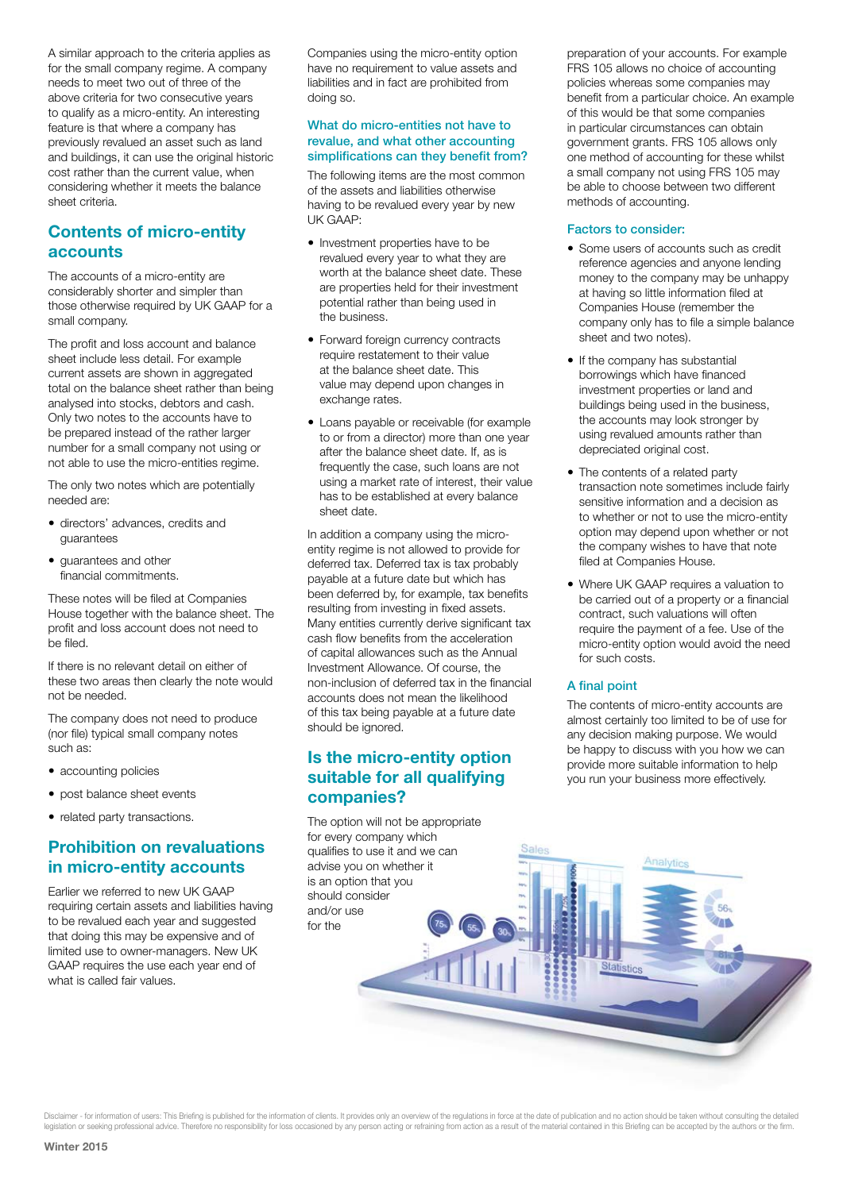A similar approach to the criteria applies as for the small company regime. A company needs to meet two out of three of the above criteria for two consecutive years to qualify as a micro-entity. An interesting feature is that where a company has previously revalued an asset such as land and buildings, it can use the original historic cost rather than the current value, when considering whether it meets the balance sheet criteria.

## Contents of micro-entity accounts

The accounts of a micro-entity are considerably shorter and simpler than those otherwise required by UK GAAP for a small company.

The profit and loss account and balance sheet include less detail. For example current assets are shown in aggregated total on the balance sheet rather than being analysed into stocks, debtors and cash. Only two notes to the accounts have to be prepared instead of the rather larger number for a small company not using or not able to use the micro-entities regime.

The only two notes which are potentially needed are:

- directors' advances, credits and guarantees
- guarantees and other financial commitments.

These notes will be filed at Companies House together with the balance sheet. The profit and loss account does not need to be filed.

If there is no relevant detail on either of these two areas then clearly the note would not be needed.

The company does not need to produce (nor file) typical small company notes such as:

- accounting policies
- post balance sheet events
- related party transactions.

## Prohibition on revaluations in micro-entity accounts

Earlier we referred to new UK GAAP requiring certain assets and liabilities having to be revalued each year and suggested that doing this may be expensive and of limited use to owner-managers. New UK GAAP requires the use each year end of what is called fair values.

Companies using the micro-entity option have no requirement to value assets and liabilities and in fact are prohibited from doing so.

### What do micro-entities not have to revalue, and what other accounting simplifications can they benefit from?

The following items are the most common of the assets and liabilities otherwise having to be revalued every year by new UK GAAP:

- Investment properties have to be revalued every year to what they are worth at the balance sheet date. These are properties held for their investment potential rather than being used in the business.
- Forward foreign currency contracts require restatement to their value at the balance sheet date. This value may depend upon changes in exchange rates.
- Loans payable or receivable (for example to or from a director) more than one year after the balance sheet date. If, as is frequently the case, such loans are not using a market rate of interest, their value has to be established at every balance sheet date.

In addition a company using the micro-entity regime is not allowed to provide for deferred tax. Deferred tax is tax probably payable at a future date but which has been deferred by, for example, tax benefits resulting from investing in fixed assets. Many entities currently derive significant tax cash flow benefits from the acceleration of capital allowances such as the Annual Investment Allowance. Of course, the non-inclusion of deferred tax in the financial accounts does not mean the likelihood of this tax being payable at a future date should be ignored.

## Is the micro-entity option suitable for all qualifying companies?

The option will not be appropriate for every company which qualifies to use it and we can advise you on whether it is an option that you should consider and/or use for the preparation of your accounts. For example FRS 105 allows no choice of accounting policies whereas some companies may benefit from a particular choice. An example of this would be that some companies in particular circumstances can obtain government grants. FRS 105 allows only one method of accounting for these whilst a small company not using FRS 105 may be able to choose between two different methods of accounting.

### Factors to consider:

- Some users of accounts such as credit reference agencies and anyone lending money to the company may be unhappy at having so little information filed at Companies House (remember the company only has to file a simple balance sheet and two notes).
- If the company has substantial borrowings which have financed investment properties or land and buildings being used in the business, the accounts may look stronger by using revalued amounts rather than depreciated original cost.
- The contents of a related party transaction note sometimes include fairly sensitive information and a decision as to whether or not to use the micro-entity option may depend upon whether or not the company wishes to have that note filed at Companies House.
- Where UK GAAP requires a valuation to be carried out of a property or a financial contract, such valuations will often require the payment of a fee. Use of the micro-entity option would avoid the need for such costs.

### A final point

The contents of micro-entity accounts are almost certainly too limited to be of use for any decision making purpose. We would be happy to discuss with you how we can provide more suitable information to help you run your business more effectively.

Disclaimer - for information of users: This Briefing is published for the information of clients. It provides only an overview of the regulations in force at the date of publication and no action should be taken without consulting the detailed legislation or seeking professional advice. Therefore no responsibility for loss occasioned by any person acting or refraining from action as a result of the material contained in this Briefing can be accepted by the authors or the firm.

Winter 2015